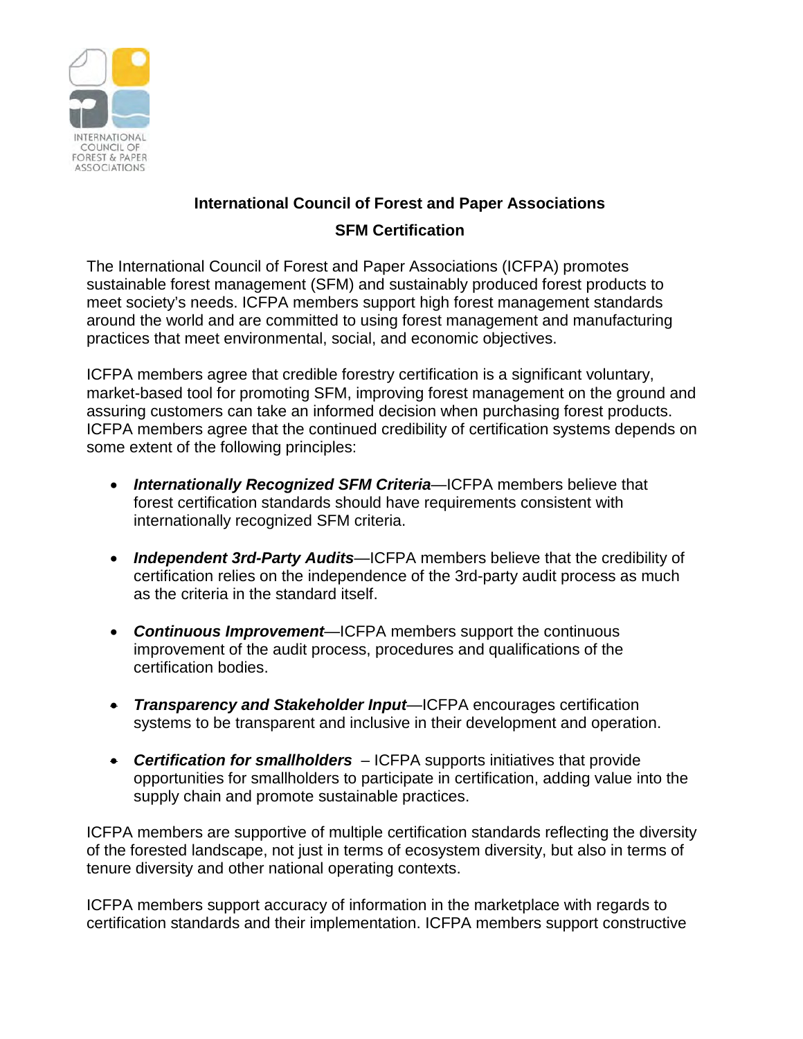INTERNATIONAL COUNCIL OF FOREST & PAPER ASSOCIATIONS

**International Council of Forest and Paper Associations**

**SFM Certification**

The International Council of Forest and Paper Associations (ICFPA) promotes sustainable forest management (SFM) and sustainably produced forest products to meet society's needs. ICFPA members support high forest management standards around the world and are committed to using forest management and manufacturing practices that meet environmental, social, and economic objectives.

ICFPA members agree that credible forestry certification is a significant voluntary, market-based tool for promoting SFM, improving forest management on the ground and assuring customers can take an informed decision when purchasing forest products. ICFPA members agree that the continued credibility of certification systems depends on some extent of the following principles:

- ***Internationally Recognized SFM Criteria***—ICFPA members believe that forest certification standards should have requirements consistent with internationally recognized SFM criteria.
- ***Independent 3rd-Party Audits***—ICFPA members believe that the credibility of certification relies on the independence of the 3rd-party audit process as much as the criteria in the standard itself.
- ***Continuous Improvement***—ICFPA members support the continuous improvement of the audit process, procedures and qualifications of the certification bodies.
- ***Transparency and Stakeholder Input***—ICFPA encourages certification systems to be transparent and inclusive in their development and operation.
- ***Certification for smallholders*** – ICFPA supports initiatives that provide opportunities for smallholders to participate in certification, adding value into the supply chain and promote sustainable practices.

ICFPA members are supportive of multiple certification standards reflecting the diversity of the forested landscape, not just in terms of ecosystem diversity, but also in terms of tenure diversity and other national operating contexts.

ICFPA members support accuracy of information in the marketplace with regards to certification standards and their implementation. ICFPA members support constructive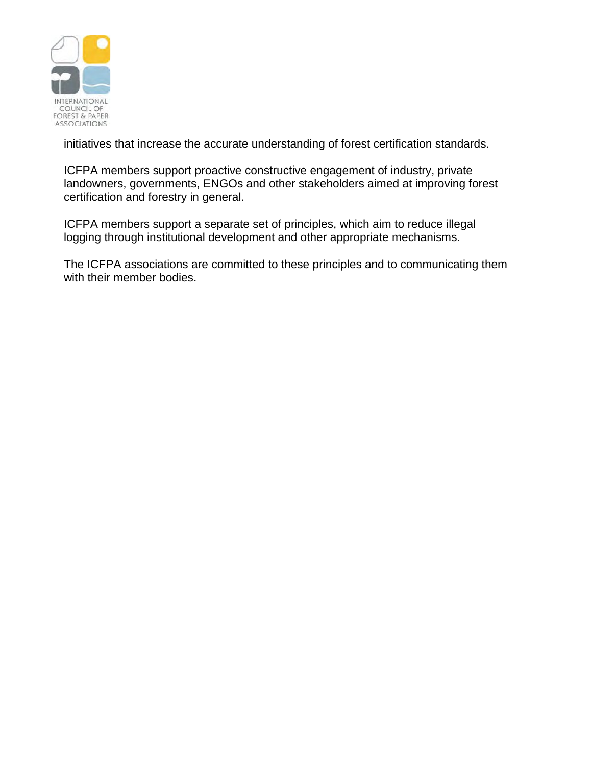initiatives that increase the accurate understanding of forest certification standards.

ICFPA members support proactive constructive engagement of industry, private landowners, governments, ENGOs and other stakeholders aimed at improving forest certification and forestry in general.

ICFPA members support a separate set of principles, which aim to reduce illegal logging through institutional development and other appropriate mechanisms.

The ICFPA associations are committed to these principles and to communicating them with their member bodies.